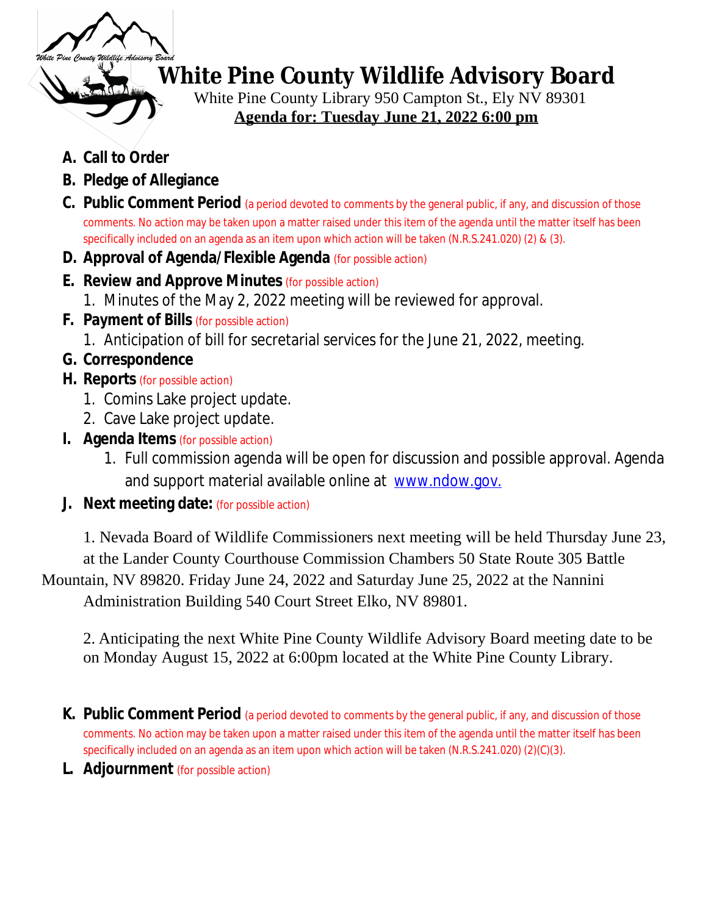# White Pine County Wildlife Advisory Board

White Pine County Library 950 Campton St., Ely NV 89301

**Agenda for: Tuesday June 21, 2022 6:00 pm**

**A. Call to Order**

**B. Pledge of Allegiance**

**C. Public Comment Period** (a period devoted to comments by the general public, if any, and discussion of those comments. No action may be taken upon a matter raised under this item of the agenda until the matter itself has been specifically included on an agenda as an item upon which action will be taken (N.R.S.241.020) (2) & (3).

**D. Approval of Agenda/Flexible Agenda** (for possible action)

**E. Review and Approve Minutes** (for possible action)

1. Minutes of the May 2, 2022 meeting will be reviewed for approval.

**F. Payment of Bills** (for possible action)

1. Anticipation of bill for secretarial services for the June 21, 2022, meeting.

**G. Correspondence**

**H. Reports** (for possible action)

1. Comins Lake project update.
2. Cave Lake project update.

**I. Agenda Items** (for possible action)

1. Full commission agenda will be open for discussion and possible approval. Agenda and support material available online at www.ndow.gov.

**J. Next meeting date:** (for possible action)

1. Nevada Board of Wildlife Commissioners next meeting will be held Thursday June 23, at the Lander County Courthouse Commission Chambers 50 State Route 305 Battle Mountain, NV 89820. Friday June 24, 2022 and Saturday June 25, 2022 at the Nannini Administration Building 540 Court Street Elko, NV 89801.

2. Anticipating the next White Pine County Wildlife Advisory Board meeting date to be on Monday August 15, 2022 at 6:00pm located at the White Pine County Library.

**K. Public Comment Period** (a period devoted to comments by the general public, if any, and discussion of those comments. No action may be taken upon a matter raised under this item of the agenda until the matter itself has been specifically included on an agenda as an item upon which action will be taken (N.R.S.241.020) (2)(C)(3).

**L. Adjournment** (for possible action)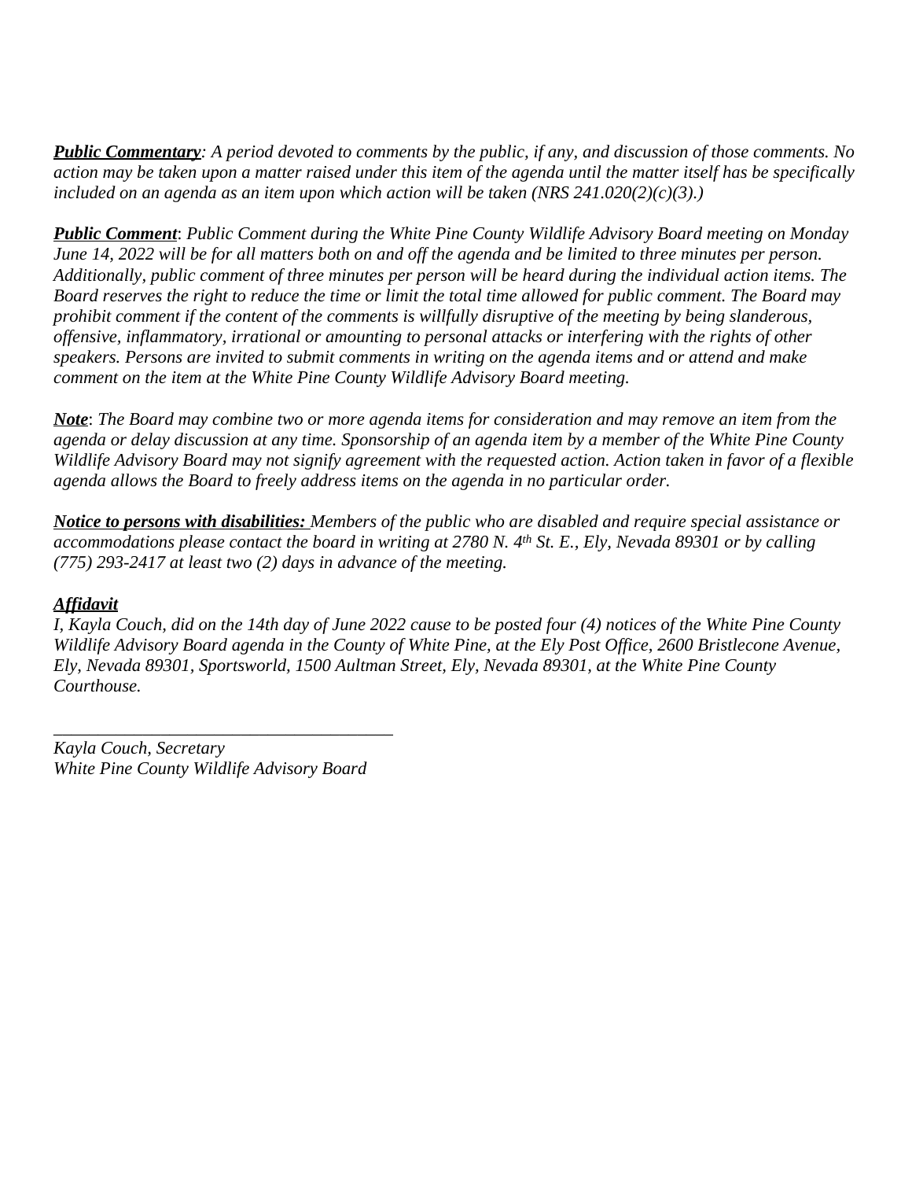***Public Commentary***: *A period devoted to comments by the public, if any, and discussion of those comments. No action may be taken upon a matter raised under this item of the agenda until the matter itself has be specifically included on an agenda as an item upon which action will be taken (NRS 241.020(2)(c)(3).)*

***Public Comment***: *Public Comment during the White Pine County Wildlife Advisory Board meeting on Monday June 14, 2022 will be for all matters both on and off the agenda and be limited to three minutes per person. Additionally, public comment of three minutes per person will be heard during the individual action items. The Board reserves the right to reduce the time or limit the total time allowed for public comment. The Board may prohibit comment if the content of the comments is willfully disruptive of the meeting by being slanderous, offensive, inflammatory, irrational or amounting to personal attacks or interfering with the rights of other speakers. Persons are invited to submit comments in writing on the agenda items and or attend and make comment on the item at the White Pine County Wildlife Advisory Board meeting.*

***Note***: *The Board may combine two or more agenda items for consideration and may remove an item from the agenda or delay discussion at any time. Sponsorship of an agenda item by a member of the White Pine County Wildlife Advisory Board may not signify agreement with the requested action. Action taken in favor of a flexible agenda allows the Board to freely address items on the agenda in no particular order.*

***Notice to persons with disabilities:*** *Members of the public who are disabled and require special assistance or accommodations please contact the board in writing at 2780 N. 4th St. E., Ely, Nevada 89301 or by calling (775) 293-2417 at least two (2) days in advance of the meeting.*

***Affidavit***

*I, Kayla Couch, did on the 14th day of June 2022 cause to be posted four (4) notices of the White Pine County Wildlife Advisory Board agenda in the County of White Pine, at the Ely Post Office, 2600 Bristlecone Avenue, Ely, Nevada 89301, Sportsworld, 1500 Aultman Street, Ely, Nevada 89301, at the White Pine County Courthouse.*

_______________________________________

*Kayla Couch, Secretary*
*White Pine County Wildlife Advisory Board*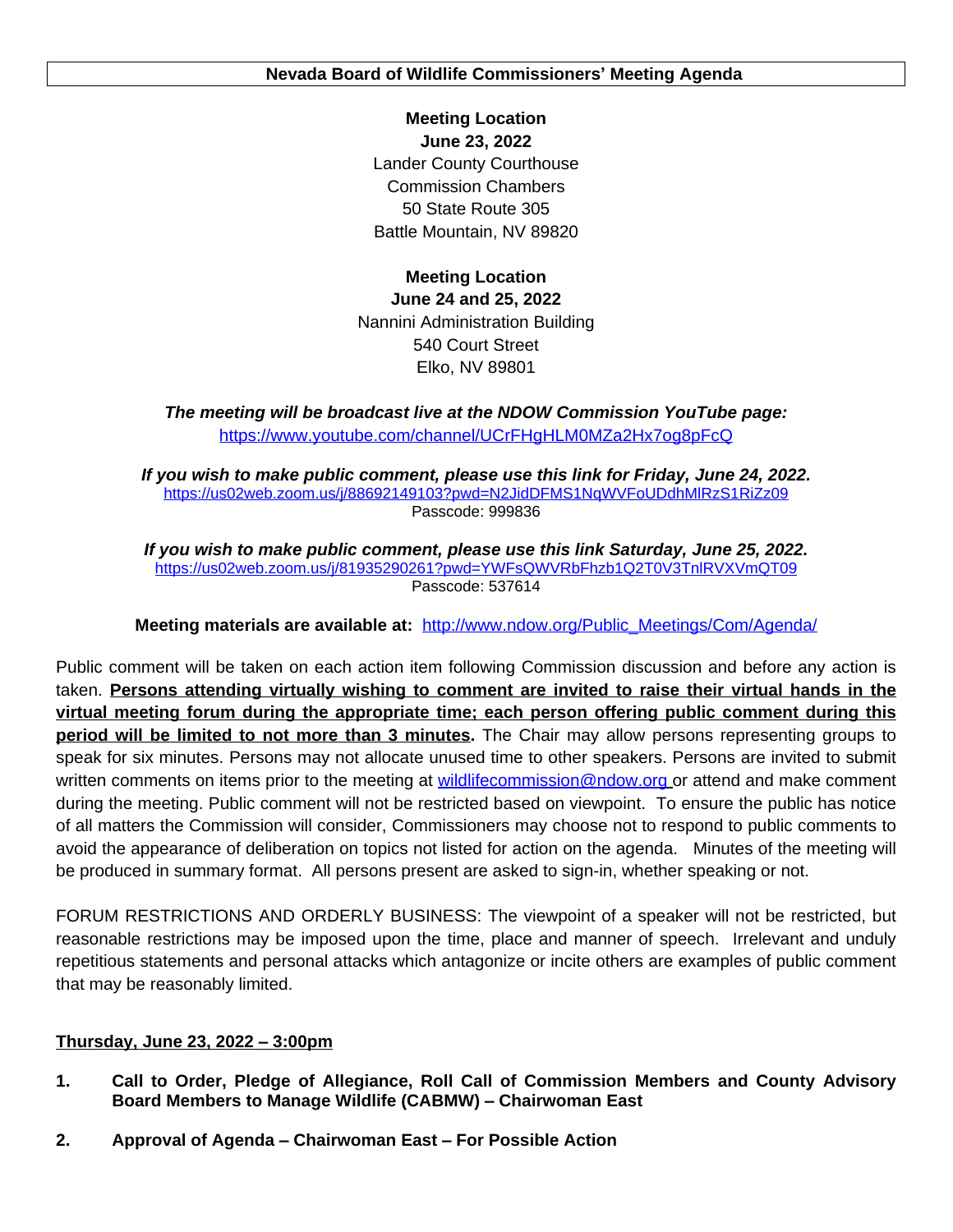# Nevada Board of Wildlife Commissioners' Meeting Agenda

**Meeting Location**
**June 23, 2022**
Lander County Courthouse
Commission Chambers
50 State Route 305
Battle Mountain, NV 89820

**Meeting Location**
**June 24 and 25, 2022**
Nannini Administration Building
540 Court Street
Elko, NV 89801

***The meeting will be broadcast live at the NDOW Commission YouTube page:***
https://www.youtube.com/channel/UCrFHgHLM0MZa2Hx7og8pFcQ

***If you wish to make public comment, please use this link for Friday, June 24, 2022.***
https://us02web.zoom.us/j/88692149103?pwd=N2JidDFMS1NqWVFoUDdhMlRzS1RiZz09
Passcode: 999836

***If you wish to make public comment, please use this link Saturday, June 25, 2022.***
https://us02web.zoom.us/j/81935290261?pwd=YWFsQWVRbFhzb1Q2T0V3TnlRVXVmQT09
Passcode: 537614

**Meeting materials are available at:** http://www.ndow.org/Public_Meetings/Com/Agenda/

Public comment will be taken on each action item following Commission discussion and before any action is taken. **Persons attending virtually wishing to comment are invited to raise their virtual hands in the virtual meeting forum during the appropriate time; each person offering public comment during this period will be limited to not more than 3 minutes.** The Chair may allow persons representing groups to speak for six minutes. Persons may not allocate unused time to other speakers. Persons are invited to submit written comments on items prior to the meeting at wildlifecommission@ndow.org or attend and make comment during the meeting. Public comment will not be restricted based on viewpoint. To ensure the public has notice of all matters the Commission will consider, Commissioners may choose not to respond to public comments to avoid the appearance of deliberation on topics not listed for action on the agenda. Minutes of the meeting will be produced in summary format. All persons present are asked to sign-in, whether speaking or not.

FORUM RESTRICTIONS AND ORDERLY BUSINESS: The viewpoint of a speaker will not be restricted, but reasonable restrictions may be imposed upon the time, place and manner of speech. Irrelevant and unduly repetitious statements and personal attacks which antagonize or incite others are examples of public comment that may be reasonably limited.

**Thursday, June 23, 2022 – 3:00pm**

1. **Call to Order, Pledge of Allegiance, Roll Call of Commission Members and County Advisory Board Members to Manage Wildlife (CABMW) – Chairwoman East**

2. **Approval of Agenda – Chairwoman East – For Possible Action**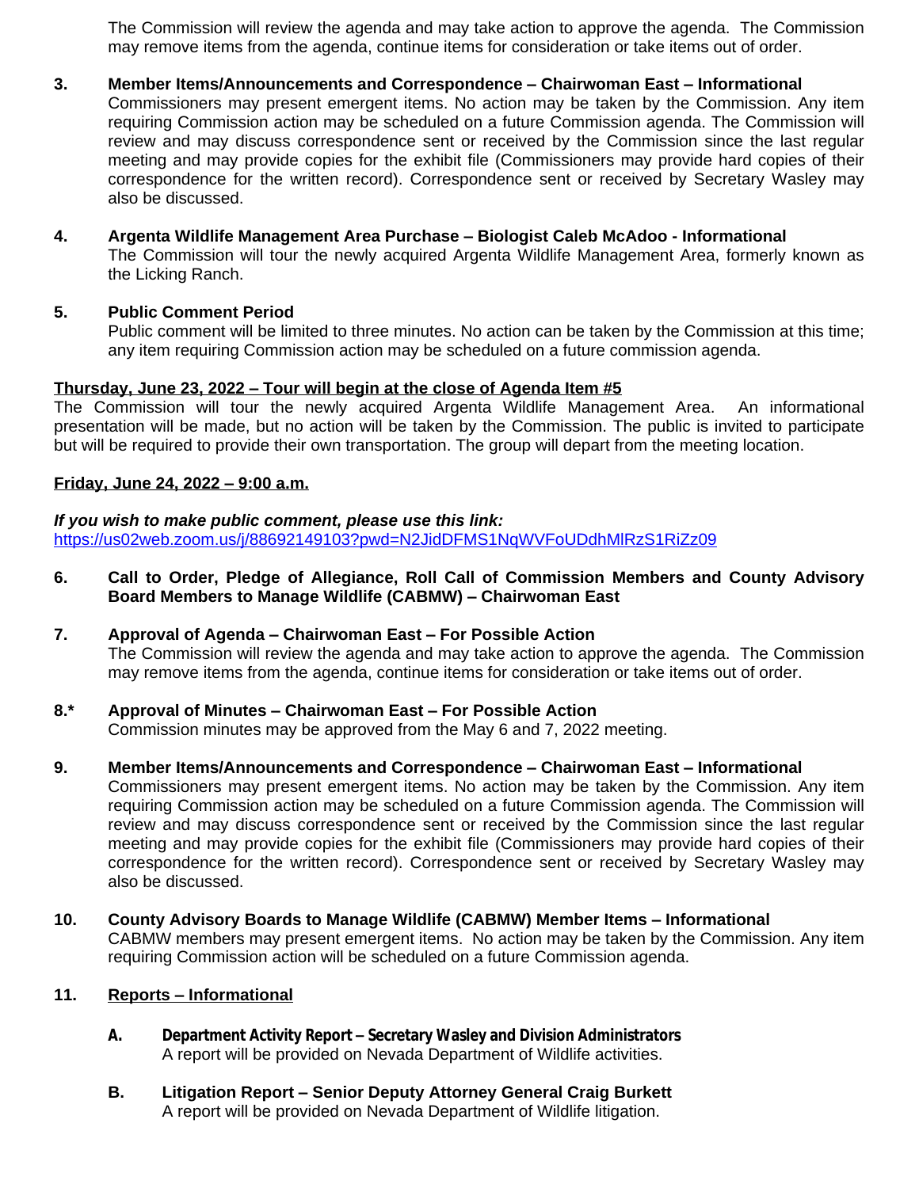The Commission will review the agenda and may take action to approve the agenda. The Commission may remove items from the agenda, continue items for consideration or take items out of order.

**3. Member Items/Announcements and Correspondence – Chairwoman East – Informational**
Commissioners may present emergent items. No action may be taken by the Commission. Any item requiring Commission action may be scheduled on a future Commission agenda. The Commission will review and may discuss correspondence sent or received by the Commission since the last regular meeting and may provide copies for the exhibit file (Commissioners may provide hard copies of their correspondence for the written record). Correspondence sent or received by Secretary Wasley may also be discussed.

**4. Argenta Wildlife Management Area Purchase – Biologist Caleb McAdoo - Informational**
The Commission will tour the newly acquired Argenta Wildlife Management Area, formerly known as the Licking Ranch.

**5. Public Comment Period**
Public comment will be limited to three minutes. No action can be taken by the Commission at this time; any item requiring Commission action may be scheduled on a future commission agenda.

**<u>Thursday, June 23, 2022 – Tour will begin at the close of Agenda Item #5</u>**
The Commission will tour the newly acquired Argenta Wildlife Management Area. An informational presentation will be made, but no action will be taken by the Commission. The public is invited to participate but will be required to provide their own transportation. The group will depart from the meeting location.

**<u>Friday, June 24, 2022 – 9:00 a.m.</u>**

***If you wish to make public comment, please use this link:***
https://us02web.zoom.us/j/88692149103?pwd=N2JidDFMS1NqWVFoUDdhMlRzS1RiZz09

**6. Call to Order, Pledge of Allegiance, Roll Call of Commission Members and County Advisory Board Members to Manage Wildlife (CABMW) – Chairwoman East**

**7. Approval of Agenda – Chairwoman East – For Possible Action**
The Commission will review the agenda and may take action to approve the agenda. The Commission may remove items from the agenda, continue items for consideration or take items out of order.

**8.* Approval of Minutes – Chairwoman East – For Possible Action**
Commission minutes may be approved from the May 6 and 7, 2022 meeting.

**9. Member Items/Announcements and Correspondence – Chairwoman East – Informational**
Commissioners may present emergent items. No action may be taken by the Commission. Any item requiring Commission action may be scheduled on a future Commission agenda. The Commission will review and may discuss correspondence sent or received by the Commission since the last regular meeting and may provide copies for the exhibit file (Commissioners may provide hard copies of their correspondence for the written record). Correspondence sent or received by Secretary Wasley may also be discussed.

**10. County Advisory Boards to Manage Wildlife (CABMW) Member Items – Informational**
CABMW members may present emergent items. No action may be taken by the Commission. Any item requiring Commission action will be scheduled on a future Commission agenda.

**11. <u>Reports – Informational</u>**

**A. Department Activity Report – Secretary Wasley and Division Administrators**
A report will be provided on Nevada Department of Wildlife activities.

**B. Litigation Report – Senior Deputy Attorney General Craig Burkett**
A report will be provided on Nevada Department of Wildlife litigation.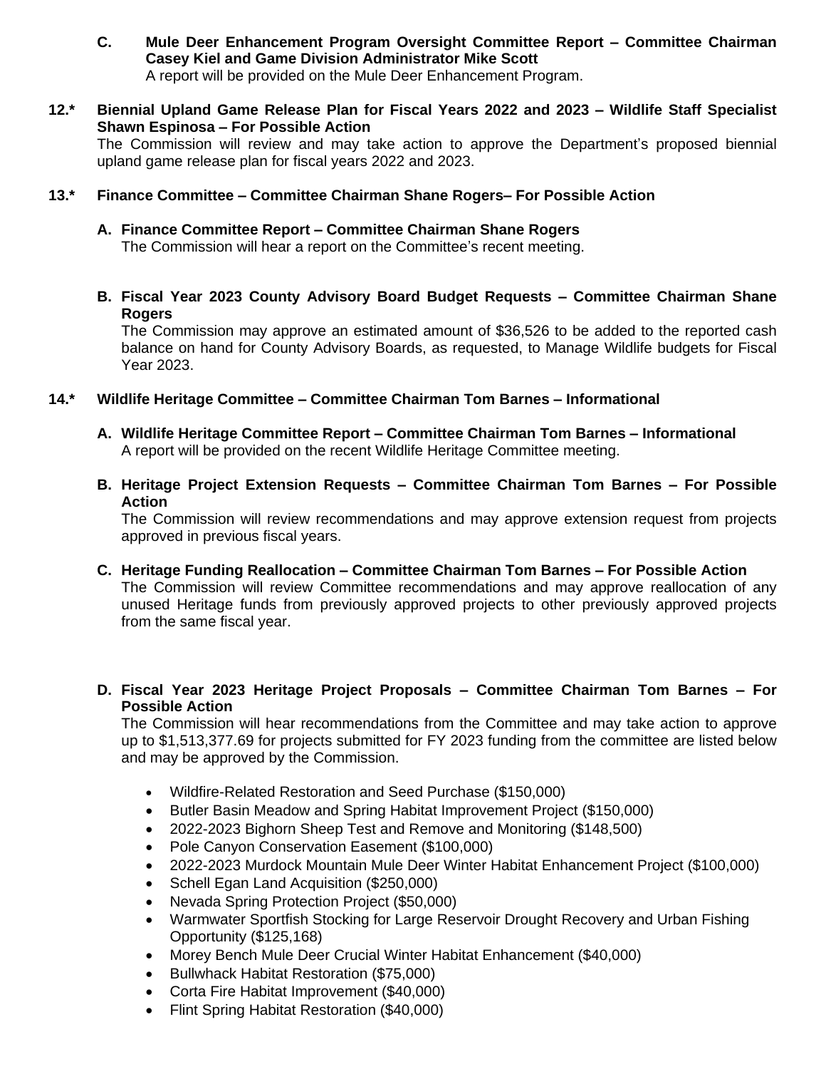**C. Mule Deer Enhancement Program Oversight Committee Report – Committee Chairman Casey Kiel and Game Division Administrator Mike Scott**
A report will be provided on the Mule Deer Enhancement Program.

**12.* Biennial Upland Game Release Plan for Fiscal Years 2022 and 2023 – Wildlife Staff Specialist Shawn Espinosa – For Possible Action**
The Commission will review and may take action to approve the Department's proposed biennial upland game release plan for fiscal years 2022 and 2023.

**13.* Finance Committee – Committee Chairman Shane Rogers– For Possible Action**

**A. Finance Committee Report – Committee Chairman Shane Rogers**
The Commission will hear a report on the Committee's recent meeting.

**B. Fiscal Year 2023 County Advisory Board Budget Requests – Committee Chairman Shane Rogers**
The Commission may approve an estimated amount of $36,526 to be added to the reported cash balance on hand for County Advisory Boards, as requested, to Manage Wildlife budgets for Fiscal Year 2023.

**14.* Wildlife Heritage Committee – Committee Chairman Tom Barnes – Informational**

**A. Wildlife Heritage Committee Report – Committee Chairman Tom Barnes – Informational**
A report will be provided on the recent Wildlife Heritage Committee meeting.

**B. Heritage Project Extension Requests – Committee Chairman Tom Barnes – For Possible Action**
The Commission will review recommendations and may approve extension request from projects approved in previous fiscal years.

**C. Heritage Funding Reallocation – Committee Chairman Tom Barnes – For Possible Action**
The Commission will review Committee recommendations and may approve reallocation of any unused Heritage funds from previously approved projects to other previously approved projects from the same fiscal year.

**D. Fiscal Year 2023 Heritage Project Proposals – Committee Chairman Tom Barnes – For Possible Action**
The Commission will hear recommendations from the Committee and may take action to approve up to $1,513,377.69 for projects submitted for FY 2023 funding from the committee are listed below and may be approved by the Commission.

- Wildfire-Related Restoration and Seed Purchase ($150,000)
- Butler Basin Meadow and Spring Habitat Improvement Project ($150,000)
- 2022-2023 Bighorn Sheep Test and Remove and Monitoring ($148,500)
- Pole Canyon Conservation Easement ($100,000)
- 2022-2023 Murdock Mountain Mule Deer Winter Habitat Enhancement Project ($100,000)
- Schell Egan Land Acquisition ($250,000)
- Nevada Spring Protection Project ($50,000)
- Warmwater Sportfish Stocking for Large Reservoir Drought Recovery and Urban Fishing Opportunity ($125,168)
- Morey Bench Mule Deer Crucial Winter Habitat Enhancement ($40,000)
- Bullwhack Habitat Restoration ($75,000)
- Corta Fire Habitat Improvement ($40,000)
- Flint Spring Habitat Restoration ($40,000)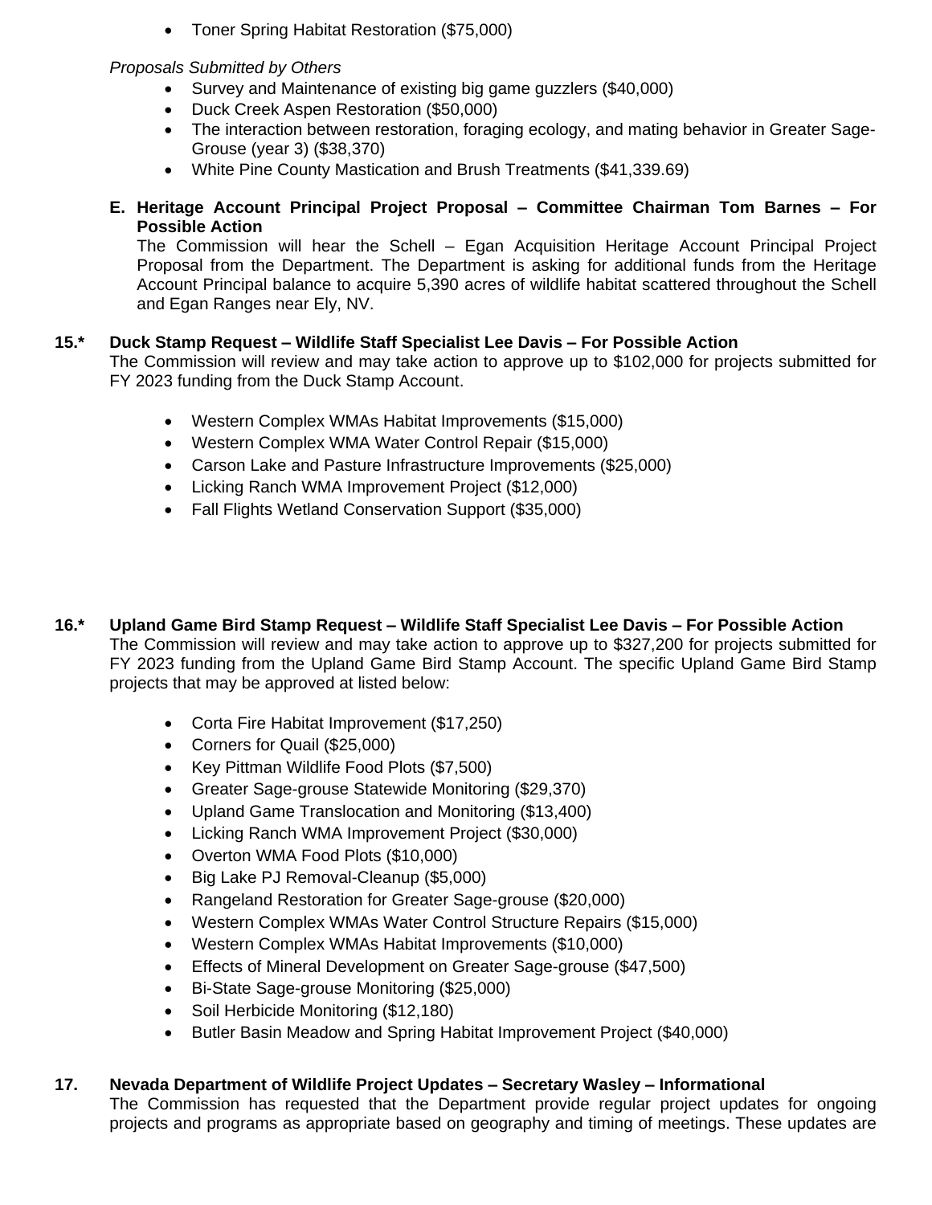- Toner Spring Habitat Restoration ($75,000)

*Proposals Submitted by Others*

- Survey and Maintenance of existing big game guzzlers ($40,000)
- Duck Creek Aspen Restoration ($50,000)
- The interaction between restoration, foraging ecology, and mating behavior in Greater Sage-Grouse (year 3) ($38,370)
- White Pine County Mastication and Brush Treatments ($41,339.69)

**E. Heritage Account Principal Project Proposal – Committee Chairman Tom Barnes – For Possible Action**

The Commission will hear the Schell – Egan Acquisition Heritage Account Principal Project Proposal from the Department. The Department is asking for additional funds from the Heritage Account Principal balance to acquire 5,390 acres of wildlife habitat scattered throughout the Schell and Egan Ranges near Ely, NV.

**15.* Duck Stamp Request – Wildlife Staff Specialist Lee Davis – For Possible Action**

The Commission will review and may take action to approve up to $102,000 for projects submitted for FY 2023 funding from the Duck Stamp Account.

- Western Complex WMAs Habitat Improvements ($15,000)
- Western Complex WMA Water Control Repair ($15,000)
- Carson Lake and Pasture Infrastructure Improvements ($25,000)
- Licking Ranch WMA Improvement Project ($12,000)
- Fall Flights Wetland Conservation Support ($35,000)

**16.* Upland Game Bird Stamp Request – Wildlife Staff Specialist Lee Davis – For Possible Action**

The Commission will review and may take action to approve up to $327,200 for projects submitted for FY 2023 funding from the Upland Game Bird Stamp Account. The specific Upland Game Bird Stamp projects that may be approved at listed below:

- Corta Fire Habitat Improvement ($17,250)
- Corners for Quail ($25,000)
- Key Pittman Wildlife Food Plots ($7,500)
- Greater Sage-grouse Statewide Monitoring ($29,370)
- Upland Game Translocation and Monitoring ($13,400)
- Licking Ranch WMA Improvement Project ($30,000)
- Overton WMA Food Plots ($10,000)
- Big Lake PJ Removal-Cleanup ($5,000)
- Rangeland Restoration for Greater Sage-grouse ($20,000)
- Western Complex WMAs Water Control Structure Repairs ($15,000)
- Western Complex WMAs Habitat Improvements ($10,000)
- Effects of Mineral Development on Greater Sage-grouse ($47,500)
- Bi-State Sage-grouse Monitoring ($25,000)
- Soil Herbicide Monitoring ($12,180)
- Butler Basin Meadow and Spring Habitat Improvement Project ($40,000)

**17. Nevada Department of Wildlife Project Updates – Secretary Wasley – Informational**

The Commission has requested that the Department provide regular project updates for ongoing projects and programs as appropriate based on geography and timing of meetings. These updates are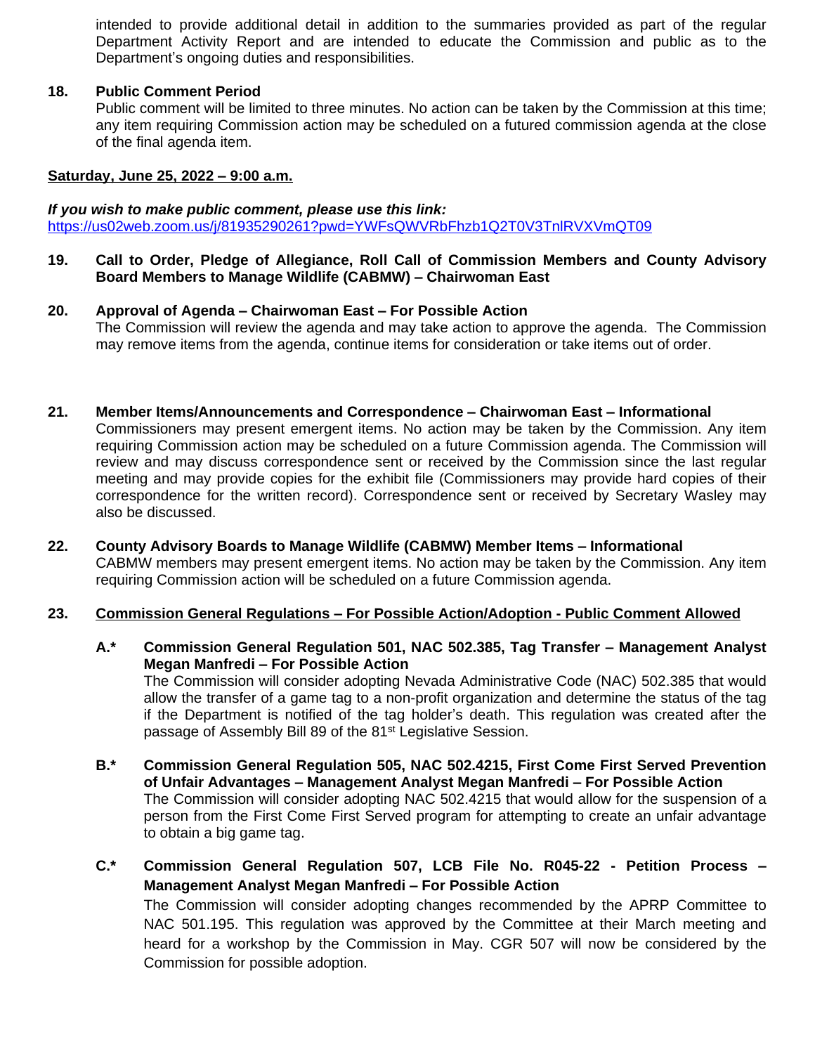intended to provide additional detail in addition to the summaries provided as part of the regular Department Activity Report and are intended to educate the Commission and public as to the Department's ongoing duties and responsibilities.

**18. Public Comment Period**
Public comment will be limited to three minutes. No action can be taken by the Commission at this time; any item requiring Commission action may be scheduled on a futured commission agenda at the close of the final agenda item.

**<u>Saturday, June 25, 2022 – 9:00 a.m.</u>**

***If you wish to make public comment, please use this link:***
https://us02web.zoom.us/j/81935290261?pwd=YWFsQWVRbFhzb1Q2T0V3TnlRVXVmQT09

**19. Call to Order, Pledge of Allegiance, Roll Call of Commission Members and County Advisory Board Members to Manage Wildlife (CABMW) – Chairwoman East**

**20. Approval of Agenda – Chairwoman East – For Possible Action**
The Commission will review the agenda and may take action to approve the agenda. The Commission may remove items from the agenda, continue items for consideration or take items out of order.

**21. Member Items/Announcements and Correspondence – Chairwoman East – Informational**
Commissioners may present emergent items. No action may be taken by the Commission. Any item requiring Commission action may be scheduled on a future Commission agenda. The Commission will review and may discuss correspondence sent or received by the Commission since the last regular meeting and may provide copies for the exhibit file (Commissioners may provide hard copies of their correspondence for the written record). Correspondence sent or received by Secretary Wasley may also be discussed.

**22. County Advisory Boards to Manage Wildlife (CABMW) Member Items – Informational**
CABMW members may present emergent items. No action may be taken by the Commission. Any item requiring Commission action will be scheduled on a future Commission agenda.

**23. <u>Commission General Regulations – For Possible Action/Adoption - Public Comment Allowed</u>**

**A.* Commission General Regulation 501, NAC 502.385, Tag Transfer – Management Analyst Megan Manfredi – For Possible Action**
The Commission will consider adopting Nevada Administrative Code (NAC) 502.385 that would allow the transfer of a game tag to a non-profit organization and determine the status of the tag if the Department is notified of the tag holder's death. This regulation was created after the passage of Assembly Bill 89 of the 81st Legislative Session.

**B.* Commission General Regulation 505, NAC 502.4215, First Come First Served Prevention of Unfair Advantages – Management Analyst Megan Manfredi – For Possible Action**
The Commission will consider adopting NAC 502.4215 that would allow for the suspension of a person from the First Come First Served program for attempting to create an unfair advantage to obtain a big game tag.

**C.* Commission General Regulation 507, LCB File No. R045-22 - Petition Process – Management Analyst Megan Manfredi – For Possible Action**
The Commission will consider adopting changes recommended by the APRP Committee to NAC 501.195. This regulation was approved by the Committee at their March meeting and heard for a workshop by the Commission in May. CGR 507 will now be considered by the Commission for possible adoption.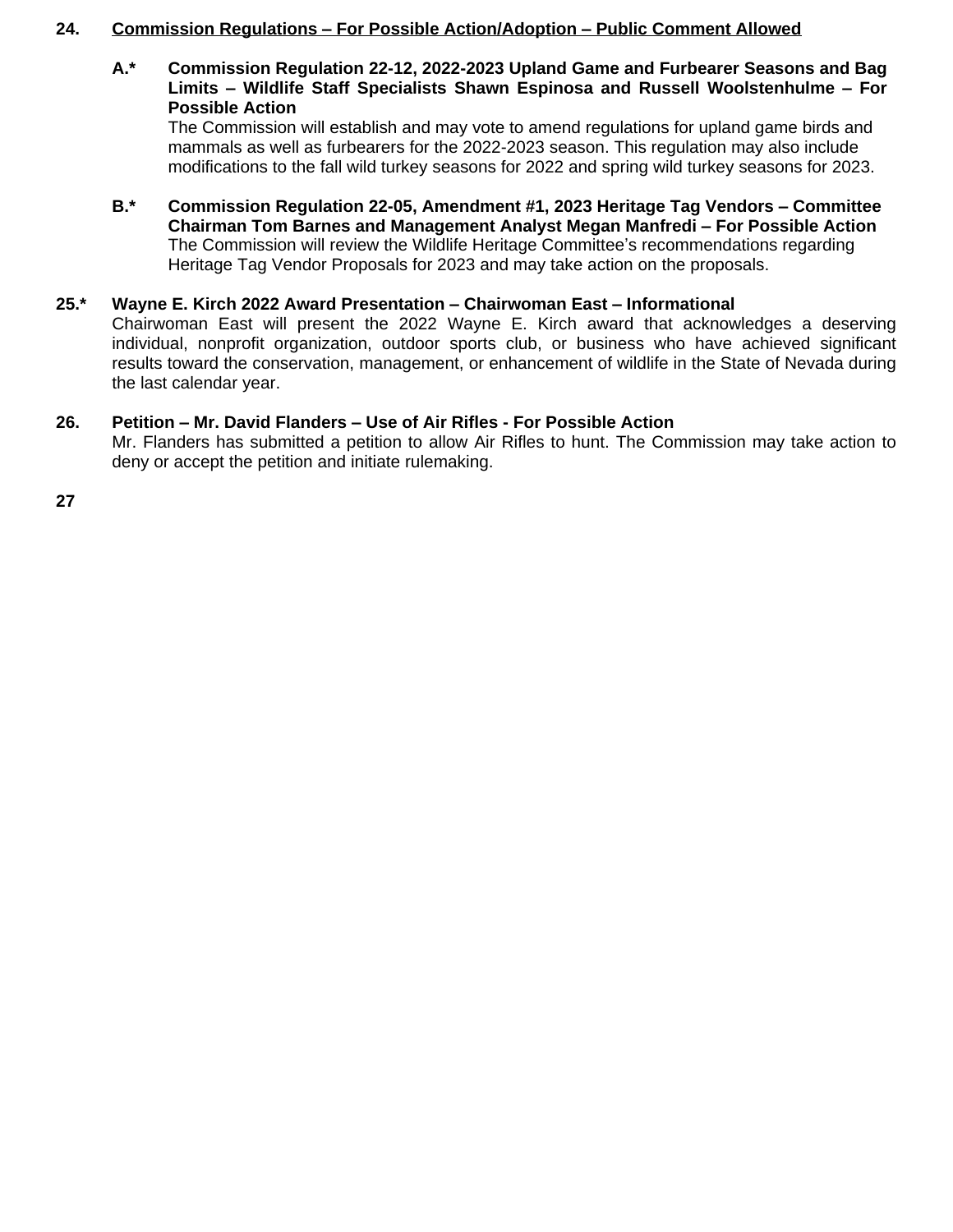**24. <u>Commission Regulations – For Possible Action/Adoption – Public Comment Allowed</u>**

**A.* Commission Regulation 22-12, 2022-2023 Upland Game and Furbearer Seasons and Bag Limits – Wildlife Staff Specialists Shawn Espinosa and Russell Woolstenhulme – For Possible Action**
The Commission will establish and may vote to amend regulations for upland game birds and mammals as well as furbearers for the 2022-2023 season. This regulation may also include modifications to the fall wild turkey seasons for 2022 and spring wild turkey seasons for 2023.

**B.* Commission Regulation 22-05, Amendment #1, 2023 Heritage Tag Vendors – Committee Chairman Tom Barnes and Management Analyst Megan Manfredi – For Possible Action**
The Commission will review the Wildlife Heritage Committee's recommendations regarding Heritage Tag Vendor Proposals for 2023 and may take action on the proposals.

**25.* Wayne E. Kirch 2022 Award Presentation – Chairwoman East – Informational**
Chairwoman East will present the 2022 Wayne E. Kirch award that acknowledges a deserving individual, nonprofit organization, outdoor sports club, or business who have achieved significant results toward the conservation, management, or enhancement of wildlife in the State of Nevada during the last calendar year.

**26. Petition – Mr. David Flanders – Use of Air Rifles - For Possible Action**
Mr. Flanders has submitted a petition to allow Air Rifles to hunt. The Commission may take action to deny or accept the petition and initiate rulemaking.

**27**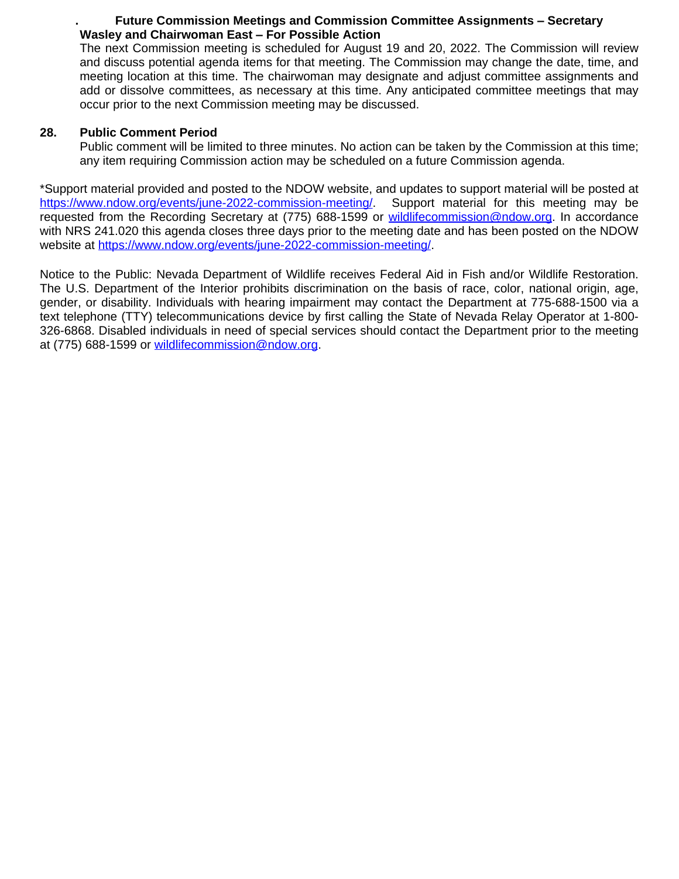**. Future Commission Meetings and Commission Committee Assignments – Secretary Wasley and Chairwoman East – For Possible Action**

The next Commission meeting is scheduled for August 19 and 20, 2022. The Commission will review and discuss potential agenda items for that meeting. The Commission may change the date, time, and meeting location at this time. The chairwoman may designate and adjust committee assignments and add or dissolve committees, as necessary at this time. Any anticipated committee meetings that may occur prior to the next Commission meeting may be discussed.

**28. Public Comment Period**

Public comment will be limited to three minutes. No action can be taken by the Commission at this time; any item requiring Commission action may be scheduled on a future Commission agenda.

*Support material provided and posted to the NDOW website, and updates to support material will be posted at https://www.ndow.org/events/june-2022-commission-meeting/. Support material for this meeting may be requested from the Recording Secretary at (775) 688-1599 or wildlifecommission@ndow.org. In accordance with NRS 241.020 this agenda closes three days prior to the meeting date and has been posted on the NDOW website at https://www.ndow.org/events/june-2022-commission-meeting/.

Notice to the Public: Nevada Department of Wildlife receives Federal Aid in Fish and/or Wildlife Restoration. The U.S. Department of the Interior prohibits discrimination on the basis of race, color, national origin, age, gender, or disability. Individuals with hearing impairment may contact the Department at 775-688-1500 via a text telephone (TTY) telecommunications device by first calling the State of Nevada Relay Operator at 1-800-326-6868. Disabled individuals in need of special services should contact the Department prior to the meeting at (775) 688-1599 or wildlifecommission@ndow.org.